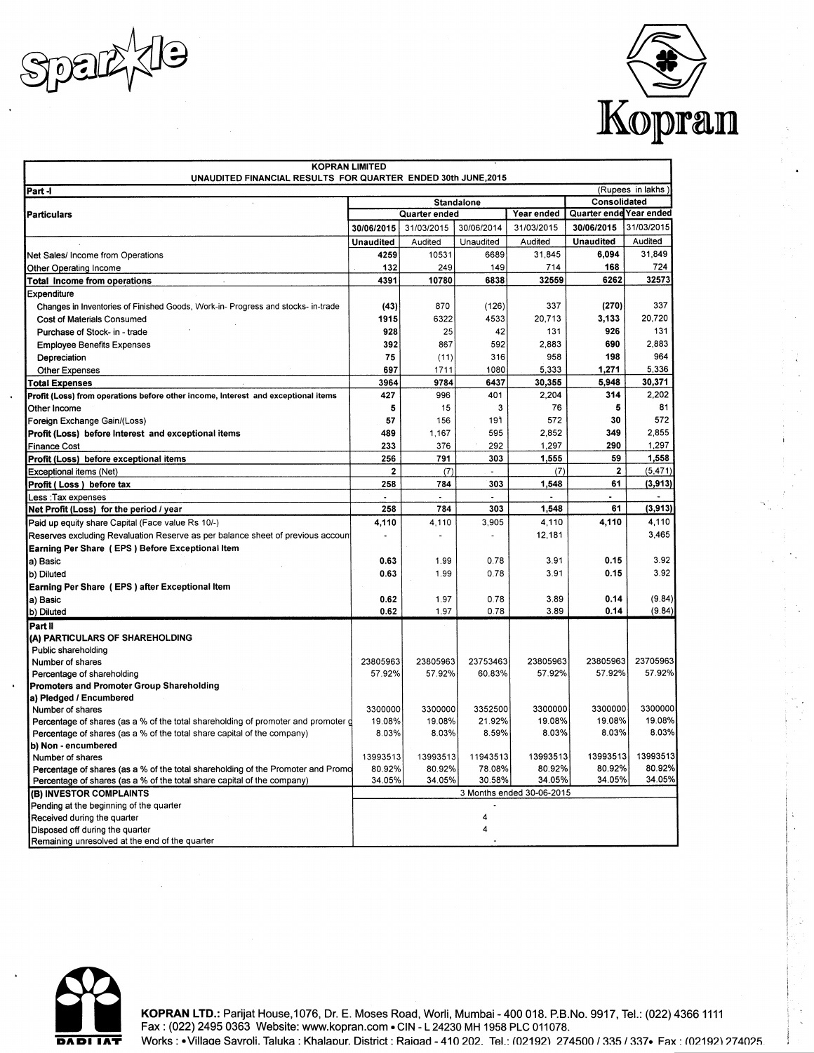# KOPRAN LIMITED

## UNAUDITED FINANCIAL RESULTS FOR QUARTER ENDED 30th JUNE,2015

**Part -I** (Rupees in lakhs)

| Particulars | Standalone | | | | Consolidated | |
|---|---|---|---|---|---|---|
| | Quarter ended | | | Year ended | Quarter ended | Year ended |
| | 30/06/2015 | 31/03/2015 | 30/06/2014 | 31/03/2015 | 30/06/2015 | 31/03/2015 |
| | Unaudited | Audited | Unaudited | Audited | Unaudited | Audited |
| Net Sales/ Income from Operations | 4259 | 10531 | 6689 | 31,845 | 6,094 | 31,849 |
| Other Operating Income | 132 | 249 | 149 | 714 | 168 | 724 |
| **Total Income from operations** | 4391 | 10780 | 6838 | 32559 | 6262 | 32573 |
| Expenditure | | | | | | |
| Changes in Inventories of Finished Goods, Work-in- Progress and stocks- in-trade | (43) | 870 | (126) | 337 | (270) | 337 |
| Cost of Materials Consumed | 1915 | 6322 | 4533 | 20,713 | 3,133 | 20,720 |
| Purchase of Stock- in - trade | 928 | 25 | 42 | 131 | 926 | 131 |
| Employee Benefits Expenses | 392 | 867 | 592 | 2,883 | 690 | 2,883 |
| Depreciation | 75 | (11) | 316 | 958 | 198 | 964 |
| Other Expenses | 697 | 1711 | 1080 | 5,333 | 1,271 | 5,336 |
| **Total Expenses** | 3964 | 9784 | 6437 | 30,355 | 5,948 | 30,371 |
| **Profit (Loss) from operations before other income, Interest and exceptional items** | 427 | 996 | 401 | 2,204 | 314 | 2,202 |
| Other Income | 5 | 15 | 3 | 76 | 5 | 81 |
| Foreign Exchange Gain/(Loss) | 57 | 156 | 191 | 572 | 30 | 572 |
| **Profit (Loss) before Interest and exceptional items** | 489 | 1,167 | 595 | 2,852 | 349 | 2,855 |
| Finance Cost | 233 | 376 | 292 | 1,297 | 290 | 1,297 |
| **Profit (Loss) before exceptional items** | 256 | 791 | 303 | 1,555 | 59 | 1,558 |
| Exceptional items (Net) | 2 | (7) | - | (7) | 2 | (5,471) |
| **Profit ( Loss ) before tax** | 258 | 784 | 303 | 1,548 | 61 | (3,913) |
| Less :Tax expenses | - | - | - | - | - | - |
| **Net Profit (Loss) for the period / year** | 258 | 784 | 303 | 1,548 | 61 | (3,913) |
| Paid up equity share Capital (Face value Rs 10/-) | 4,110 | 4,110 | 3,905 | 4,110 | 4,110 | 4,110 |
| Reserves excluding Revaluation Reserve as per balance sheet of previous accounting year | - | - | - | 12,181 | | 3,465 |
| **Earning Per Share ( EPS ) Before Exceptional Item** | | | | | | |
| a) Basic | 0.63 | 1.99 | 0.78 | 3.91 | 0.15 | 3.92 |
| b) Diluted | 0.63 | 1.99 | 0.78 | 3.91 | 0.15 | 3.92 |
| **Earning Per Share ( EPS ) after Exceptional Item** | | | | | | |
| a) Basic | 0.62 | 1.97 | 0.78 | 3.89 | 0.14 | (9.84) |
| b) Diluted | 0.62 | 1.97 | 0.78 | 3.89 | 0.14 | (9.84) |
| **Part II** | | | | | | |
| **(A) PARTICULARS OF SHAREHOLDING** | | | | | | |
| Public shareholding | | | | | | |
| Number of shares | 23805963 | 23805963 | 23753463 | 23805963 | 23805963 | 23705963 |
| Percentage of shareholding | 57.92% | 57.92% | 60.83% | 57.92% | 57.92% | 57.92% |
| **Promoters and Promoter Group Shareholding** | | | | | | |
| **a) Pledged / Encumbered** | | | | | | |
| Number of shares | 3300000 | 3300000 | 3352500 | 3300000 | 3300000 | 3300000 |
| Percentage of shares (as a % of the total shareholding of promoter and promoter group) | 19.08% | 19.08% | 21.92% | 19.08% | 19.08% | 19.08% |
| Percentage of shares (as a % of the total share capital of the company) | 8.03% | 8.03% | 8.59% | 8.03% | 8.03% | 8.03% |
| **b) Non - encumbered** | | | | | | |
| Number of shares | 13993513 | 13993513 | 11943513 | 13993513 | 13993513 | 13993513 |
| Percentage of shares (as a % of the total shareholding of the Promoter and Promoter group) | 80.92% | 80.92% | 78.08% | 80.92% | 80.92% | 80.92% |
| Percentage of shares (as a % of the total share capital of the company) | 34.05% | 34.05% | 30.58% | 34.05% | 34.05% | 34.05% |

| (B) INVESTOR COMPLAINTS | 3 Months ended 30-06-2015 |
|---|---|
| Pending at the beginning of the quarter | - |
| Received during the quarter | 4 |
| Disposed off during the quarter | 4 |
| Remaining unresolved at the end of the quarter | - |

**KOPRAN LTD.:** Parijat House,1076, Dr. E. Moses Road, Worli, Mumbai - 400 018. P.B.No. 9917, Tel.: (022) 4366 1111
Fax : (022) 2495 0363 Website: www.kopran.com • CIN - L 24230 MH 1958 PLC 011078.
Works : • Village Savroli, Taluka : Khalapur, District : Raigad - 410 202. Tel.: (02192) 274500 / 335 / 337• Fax : (02192) 274025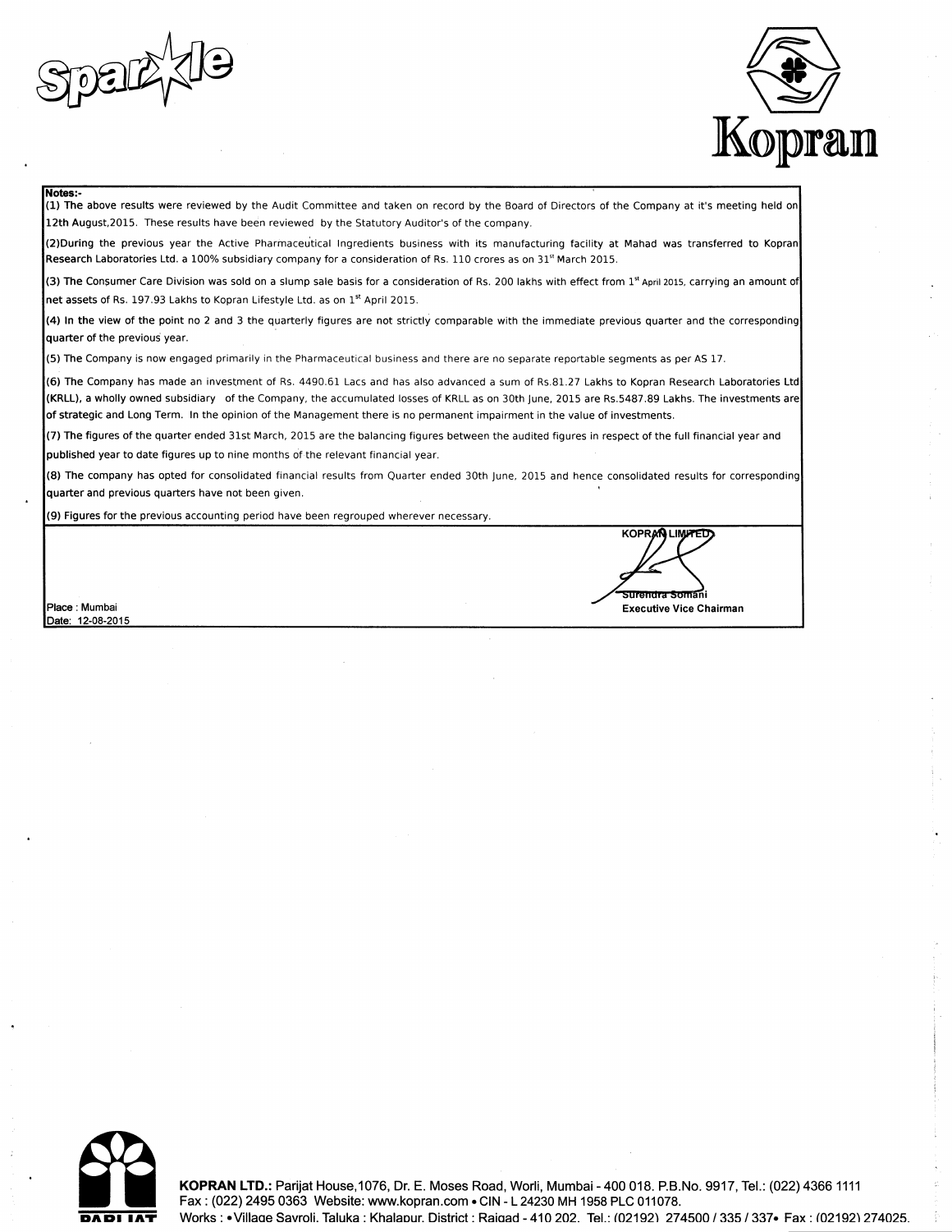**Notes:-**

(1) The above results were reviewed by the Audit Committee and taken on record by the Board of Directors of the Company at it's meeting held on 12th August,2015. These results have been reviewed by the Statutory Auditor's of the company.

(2)During the previous year the Active Pharmaceutical Ingredients business with its manufacturing facility at Mahad was transferred to Kopran Research Laboratories Ltd. a 100% subsidiary company for a consideration of Rs. 110 crores as on 31st March 2015.

(3) The Consumer Care Division was sold on a slump sale basis for a consideration of Rs. 200 lakhs with effect from 1st April 2015, carrying an amount of net assets of Rs. 197.93 Lakhs to Kopran Lifestyle Ltd. as on 1st April 2015.

(4) In the view of the point no 2 and 3 the quarterly figures are not strictly comparable with the immediate previous quarter and the corresponding quarter of the previous year.

(5) The Company is now engaged primarily in the Pharmaceutical business and there are no separate reportable segments as per AS 17.

(6) The Company has made an investment of Rs. 4490.61 Lacs and has also advanced a sum of Rs.81.27 Lakhs to Kopran Research Laboratories Ltd (KRLL), a wholly owned subsidiary of the Company, the accumulated losses of KRLL as on 30th June, 2015 are Rs.5487.89 Lakhs. The investments are of strategic and Long Term. In the opinion of the Management there is no permanent impairment in the value of investments.

(7) The figures of the quarter ended 31st March, 2015 are the balancing figures between the audited figures in respect of the full financial year and published year to date figures up to nine months of the relevant financial year.

(8) The company has opted for consolidated financial results from Quarter ended 30th June, 2015 and hence consolidated results for corresponding quarter and previous quarters have not been given.

(9) Figures for the previous accounting period have been regrouped wherever necessary.

Place : Mumbai
Date: 12-08-2015

KOPRAN LIMITED

Surendra Somani
Executive Vice Chairman

**KOPRAN LTD.:** Parijat House,1076, Dr. E. Moses Road, Worli, Mumbai - 400 018. P.B.No. 9917, Tel.: (022) 4366 1111
Fax : (022) 2495 0363 Website: www.kopran.com • CIN - L 24230 MH 1958 PLC 011078.
Works : • Village Savroli, Taluka : Khalapur, District : Raigad - 410 202. Tel.: (02192) 274500 / 335 / 337• Fax : (02192) 274025.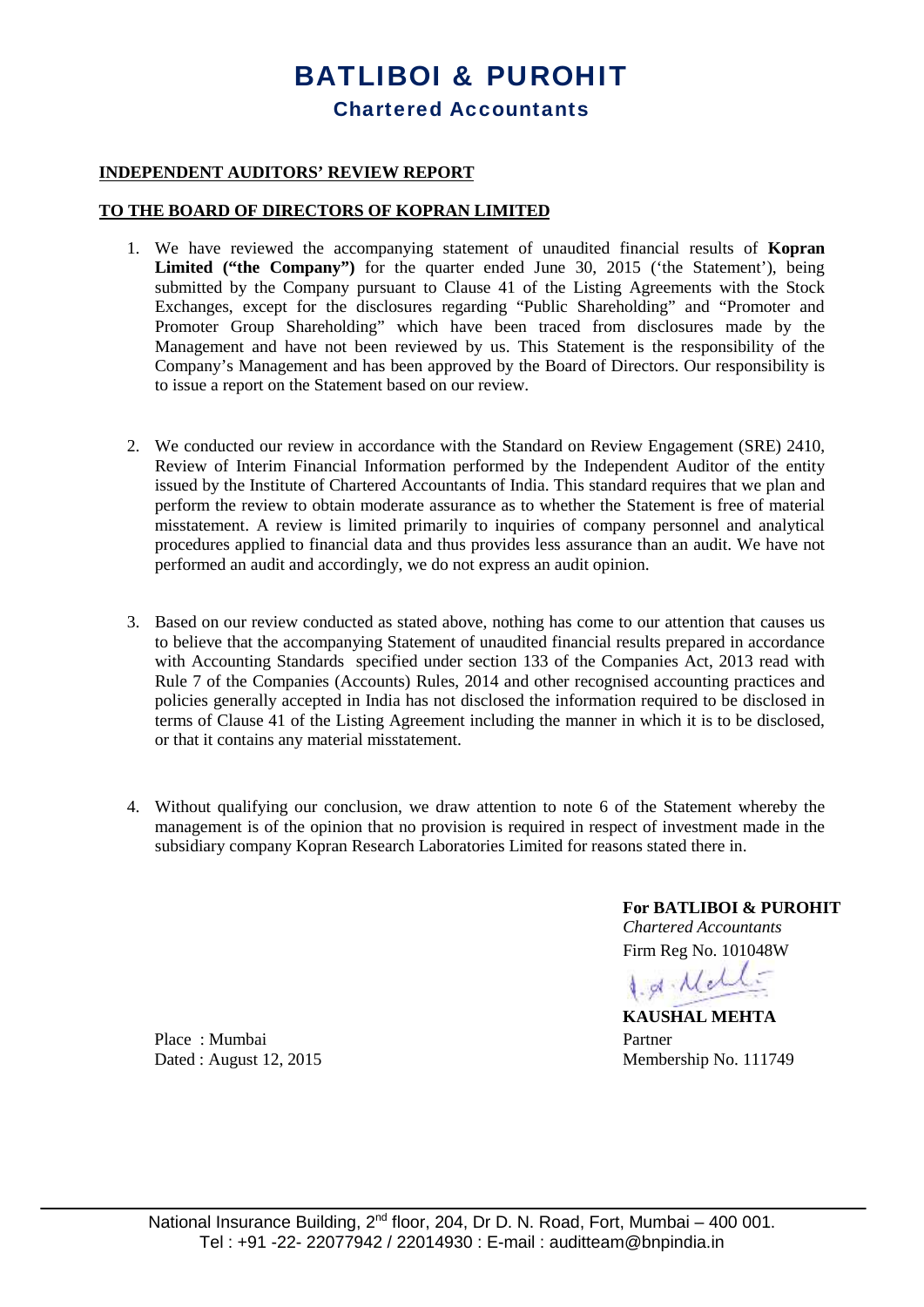# BATLIBOI & PUROHIT

## Chartered Accountants

**INDEPENDENT AUDITORS' REVIEW REPORT**

**TO THE BOARD OF DIRECTORS OF KOPRAN LIMITED**

1. We have reviewed the accompanying statement of unaudited financial results of **Kopran Limited ("the Company")** for the quarter ended June 30, 2015 ('the Statement'), being submitted by the Company pursuant to Clause 41 of the Listing Agreements with the Stock Exchanges, except for the disclosures regarding "Public Shareholding" and "Promoter and Promoter Group Shareholding" which have been traced from disclosures made by the Management and have not been reviewed by us. This Statement is the responsibility of the Company's Management and has been approved by the Board of Directors. Our responsibility is to issue a report on the Statement based on our review.

2. We conducted our review in accordance with the Standard on Review Engagement (SRE) 2410, Review of Interim Financial Information performed by the Independent Auditor of the entity issued by the Institute of Chartered Accountants of India. This standard requires that we plan and perform the review to obtain moderate assurance as to whether the Statement is free of material misstatement. A review is limited primarily to inquiries of company personnel and analytical procedures applied to financial data and thus provides less assurance than an audit. We have not performed an audit and accordingly, we do not express an audit opinion.

3. Based on our review conducted as stated above, nothing has come to our attention that causes us to believe that the accompanying Statement of unaudited financial results prepared in accordance with Accounting Standards specified under section 133 of the Companies Act, 2013 read with Rule 7 of the Companies (Accounts) Rules, 2014 and other recognised accounting practices and policies generally accepted in India has not disclosed the information required to be disclosed in terms of Clause 41 of the Listing Agreement including the manner in which it is to be disclosed, or that it contains any material misstatement.

4. Without qualifying our conclusion, we draw attention to note 6 of the Statement whereby the management is of the opinion that no provision is required in respect of investment made in the subsidiary company Kopran Research Laboratories Limited for reasons stated there in.

**For BATLIBOI & PUROHIT**
*Chartered Accountants*
Firm Reg No. 101048W

**KAUSHAL MEHTA**
Partner
Membership No. 111749

Place : Mumbai
Dated : August 12, 2015

National Insurance Building, 2nd floor, 204, Dr D. N. Road, Fort, Mumbai – 400 001.
Tel : +91 -22- 22077942 / 22014930 : E-mail : auditteam@bnpindia.in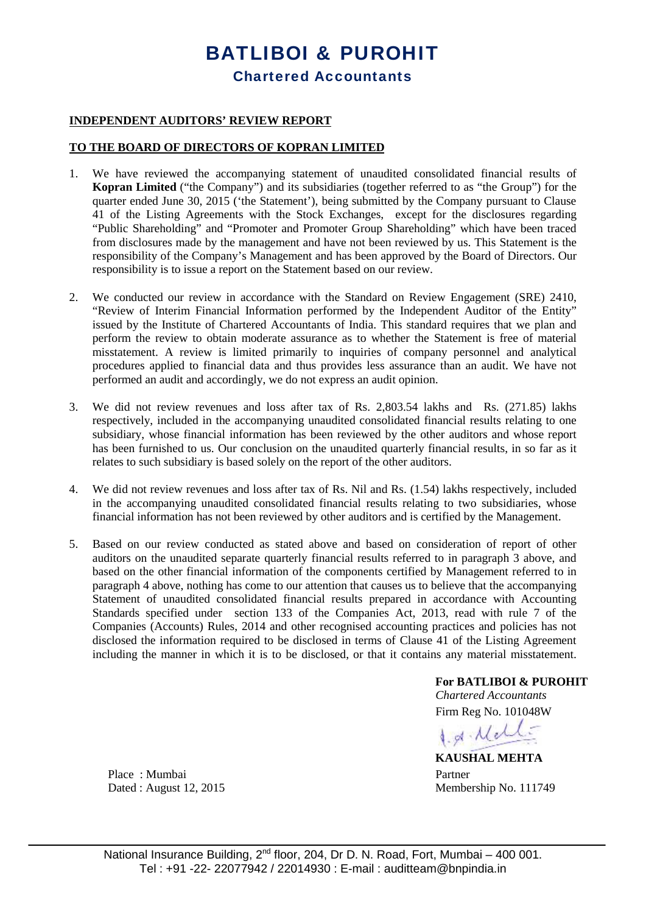# BATLIBOI & PUROHIT

## Chartered Accountants

**INDEPENDENT AUDITORS' REVIEW REPORT**

**TO THE BOARD OF DIRECTORS OF KOPRAN LIMITED**

1. We have reviewed the accompanying statement of unaudited consolidated financial results of **Kopran Limited** ("the Company") and its subsidiaries (together referred to as "the Group") for the quarter ended June 30, 2015 ('the Statement'), being submitted by the Company pursuant to Clause 41 of the Listing Agreements with the Stock Exchanges, except for the disclosures regarding "Public Shareholding" and "Promoter and Promoter Group Shareholding" which have been traced from disclosures made by the management and have not been reviewed by us. This Statement is the responsibility of the Company's Management and has been approved by the Board of Directors. Our responsibility is to issue a report on the Statement based on our review.

2. We conducted our review in accordance with the Standard on Review Engagement (SRE) 2410, "Review of Interim Financial Information performed by the Independent Auditor of the Entity" issued by the Institute of Chartered Accountants of India. This standard requires that we plan and perform the review to obtain moderate assurance as to whether the Statement is free of material misstatement. A review is limited primarily to inquiries of company personnel and analytical procedures applied to financial data and thus provides less assurance than an audit. We have not performed an audit and accordingly, we do not express an audit opinion.

3. We did not review revenues and loss after tax of Rs. 2,803.54 lakhs and Rs. (271.85) lakhs respectively, included in the accompanying unaudited consolidated financial results relating to one subsidiary, whose financial information has been reviewed by the other auditors and whose report has been furnished to us. Our conclusion on the unaudited quarterly financial results, in so far as it relates to such subsidiary is based solely on the report of the other auditors.

4. We did not review revenues and loss after tax of Rs. Nil and Rs. (1.54) lakhs respectively, included in the accompanying unaudited consolidated financial results relating to two subsidiaries, whose financial information has not been reviewed by other auditors and is certified by the Management.

5. Based on our review conducted as stated above and based on consideration of report of other auditors on the unaudited separate quarterly financial results referred to in paragraph 3 above, and based on the other financial information of the components certified by Management referred to in paragraph 4 above, nothing has come to our attention that causes us to believe that the accompanying Statement of unaudited consolidated financial results prepared in accordance with Accounting Standards specified under section 133 of the Companies Act, 2013, read with rule 7 of the Companies (Accounts) Rules, 2014 and other recognised accounting practices and policies has not disclosed the information required to be disclosed in terms of Clause 41 of the Listing Agreement including the manner in which it is to be disclosed, or that it contains any material misstatement.

**For BATLIBOI & PUROHIT**
*Chartered Accountants*
Firm Reg No. 101048W

**KAUSHAL MEHTA**
Partner
Membership No. 111749

Place : Mumbai
Dated : August 12, 2015

National Insurance Building, 2nd floor, 204, Dr D. N. Road, Fort, Mumbai – 400 001.
Tel : +91 -22- 22077942 / 22014930 : E-mail : auditteam@bnpindia.in